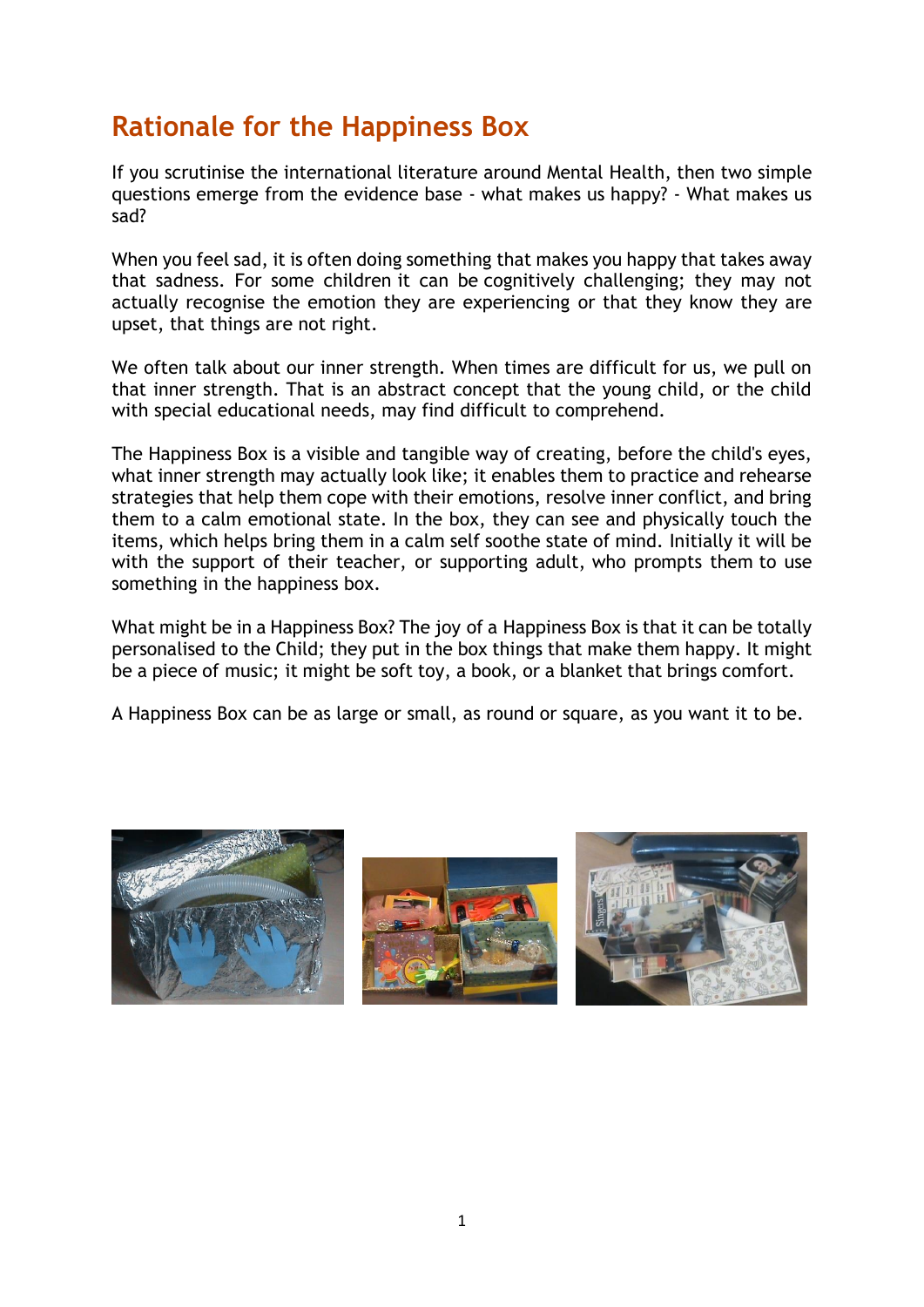# Rationale for the Happiness Box

If you scrutinise the international literature around Mental Health, then two simple questions emerge from the evidence base - what makes us happy? - What makes us sad?

When you feel sad, it is often doing something that makes you happy that takes away that sadness. For some children it can be cognitively challenging; they may not actually recognise the emotion they are experiencing or that they know they are upset, that things are not right.

We often talk about our inner strength. When times are difficult for us, we pull on that inner strength. That is an abstract concept that the young child, or the child with special educational needs, may find difficult to comprehend.

The Happiness Box is a visible and tangible way of creating, before the child's eyes, what inner strength may actually look like; it enables them to practice and rehearse strategies that help them cope with their emotions, resolve inner conflict, and bring them to a calm emotional state. In the box, they can see and physically touch the items, which helps bring them in a calm self soothe state of mind. Initially it will be with the support of their teacher, or supporting adult, who prompts them to use something in the happiness box.

What might be in a Happiness Box? The joy of a Happiness Box is that it can be totally personalised to the Child; they put in the box things that make them happy. It might be a piece of music; it might be soft toy, a book, or a blanket that brings comfort.

A Happiness Box can be as large or small, as round or square, as you want it to be.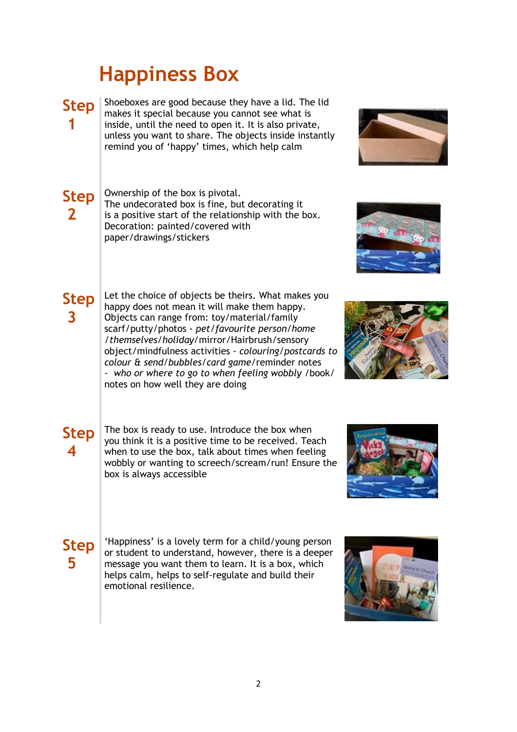# Happiness Box

**Step 1**

Shoeboxes are good because they have a lid. The lid makes it special because you cannot see what is inside, until the need to open it. It is also private, unless you want to share. The objects inside instantly remind you of 'happy' times, which help calm

**Step 2**

Ownership of the box is pivotal.
The undecorated box is fine, but decorating it is a positive start of the relationship with the box.
Decoration: painted/covered with paper/drawings/stickers

**Step 3**

Let the choice of objects be theirs. What makes you happy does not mean it will make them happy.
Objects can range from: toy/material/family scarf/putty/photos - *pet/favourite person/home /themselves/holiday*/mirror/Hairbrush/sensory object/mindfulness activities - *colouring/postcards to colour & send/bubbles/card game*/reminder notes - *who or where to go to when feeling wobbly* /book/ notes on how well they are doing

**Step 4**

The box is ready to use. Introduce the box when you think it is a positive time to be received. Teach when to use the box, talk about times when feeling wobbly or wanting to screech/scream/run! Ensure the box is always accessible

**Step 5**

'Happiness' is a lovely term for a child/young person or student to understand, however, there is a deeper message you want them to learn. It is a box, which helps calm, helps to self-regulate and build their emotional resilience.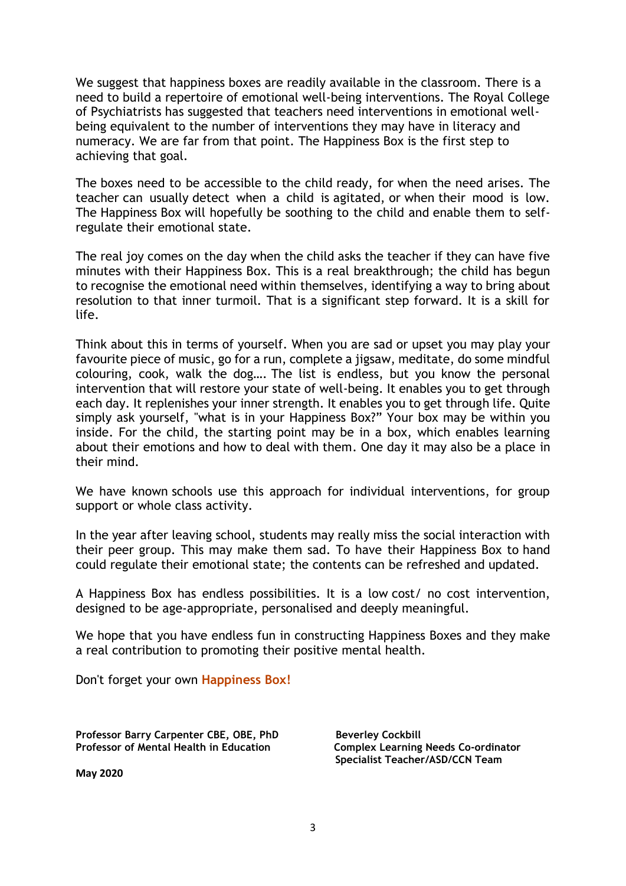We suggest that happiness boxes are readily available in the classroom. There is a need to build a repertoire of emotional well-being interventions. The Royal College of Psychiatrists has suggested that teachers need interventions in emotional well-being equivalent to the number of interventions they may have in literacy and numeracy. We are far from that point. The Happiness Box is the first step to achieving that goal.

The boxes need to be accessible to the child ready, for when the need arises. The teacher can usually detect when a child is agitated, or when their mood is low. The Happiness Box will hopefully be soothing to the child and enable them to self-regulate their emotional state.

The real joy comes on the day when the child asks the teacher if they can have five minutes with their Happiness Box. This is a real breakthrough; the child has begun to recognise the emotional need within themselves, identifying a way to bring about resolution to that inner turmoil. That is a significant step forward. It is a skill for life.

Think about this in terms of yourself. When you are sad or upset you may play your favourite piece of music, go for a run, complete a jigsaw, meditate, do some mindful colouring, cook, walk the dog…. The list is endless, but you know the personal intervention that will restore your state of well-being. It enables you to get through each day. It replenishes your inner strength. It enables you to get through life. Quite simply ask yourself, "what is in your Happiness Box?" Your box may be within you inside. For the child, the starting point may be in a box, which enables learning about their emotions and how to deal with them. One day it may also be a place in their mind.

We have known schools use this approach for individual interventions, for group support or whole class activity.

In the year after leaving school, students may really miss the social interaction with their peer group. This may make them sad. To have their Happiness Box to hand could regulate their emotional state; the contents can be refreshed and updated.

A Happiness Box has endless possibilities. It is a low cost/ no cost intervention, designed to be age-appropriate, personalised and deeply meaningful.

We hope that you have endless fun in constructing Happiness Boxes and they make a real contribution to promoting their positive mental health.

Don't forget your own **Happiness Box!**

**Professor Barry Carpenter CBE, OBE, PhD**
**Professor of Mental Health in Education**

**Beverley Cockbill**
**Complex Learning Needs Co-ordinator**
**Specialist Teacher/ASD/CCN Team**

**May 2020**